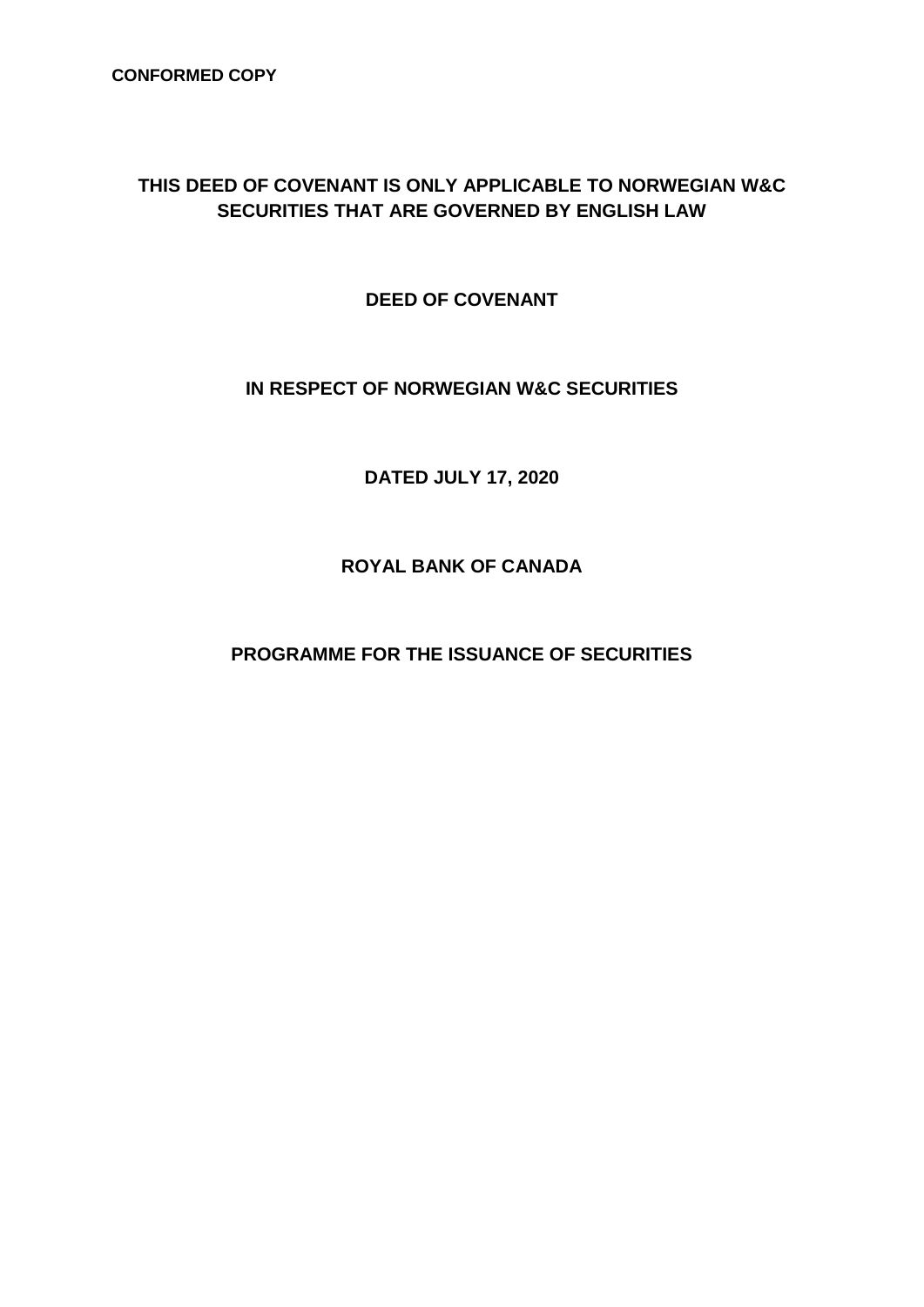**CONFORMED COPY**

# THIS DEED OF COVENANT IS ONLY APPLICABLE TO NORWEGIAN W&C SECURITIES THAT ARE GOVERNED BY ENGLISH LAW

# DEED OF COVENANT

## IN RESPECT OF NORWEGIAN W&C SECURITIES

## DATED JULY 17, 2020

## ROYAL BANK OF CANADA

## PROGRAMME FOR THE ISSUANCE OF SECURITIES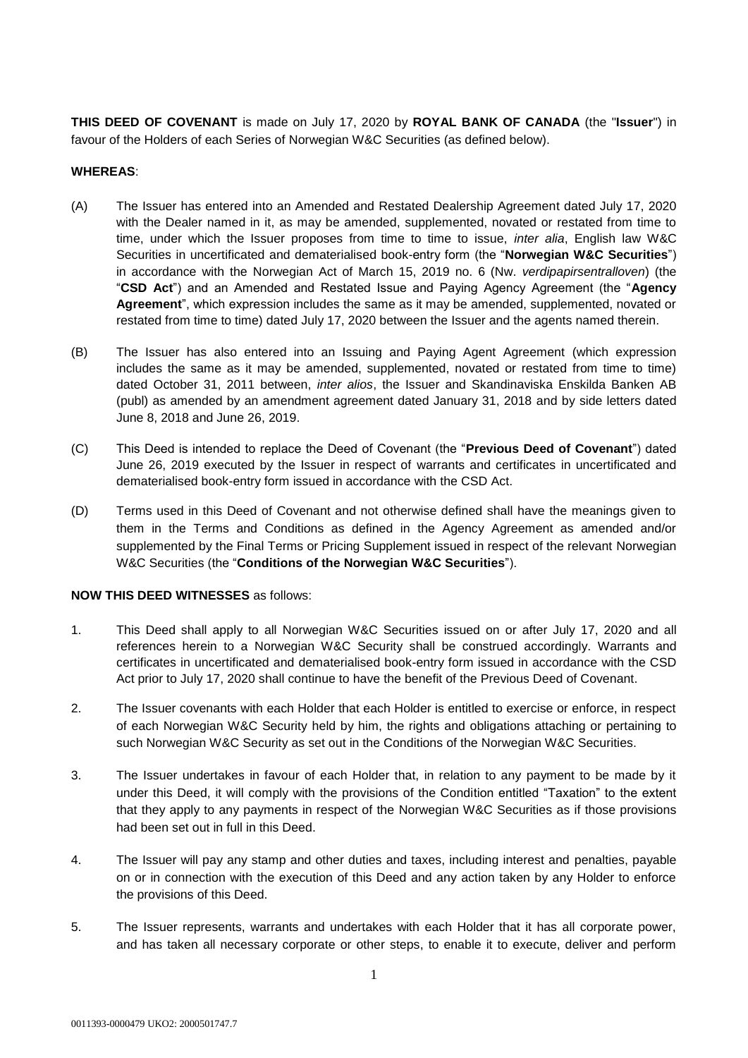**THIS DEED OF COVENANT** is made on July 17, 2020 by **ROYAL BANK OF CANADA** (the "**Issuer**") in favour of the Holders of each Series of Norwegian W&C Securities (as defined below).

**WHEREAS**:

(A) The Issuer has entered into an Amended and Restated Dealership Agreement dated July 17, 2020 with the Dealer named in it, as may be amended, supplemented, novated or restated from time to time, under which the Issuer proposes from time to time to issue, *inter alia*, English law W&C Securities in uncertificated and dematerialised book-entry form (the "**Norwegian W&C Securities**") in accordance with the Norwegian Act of March 15, 2019 no. 6 (Nw. *verdipapirsentralloven*) (the "**CSD Act**") and an Amended and Restated Issue and Paying Agency Agreement (the "**Agency Agreement**", which expression includes the same as it may be amended, supplemented, novated or restated from time to time) dated July 17, 2020 between the Issuer and the agents named therein.

(B) The Issuer has also entered into an Issuing and Paying Agent Agreement (which expression includes the same as it may be amended, supplemented, novated or restated from time to time) dated October 31, 2011 between, *inter alios*, the Issuer and Skandinaviska Enskilda Banken AB (publ) as amended by an amendment agreement dated January 31, 2018 and by side letters dated June 8, 2018 and June 26, 2019.

(C) This Deed is intended to replace the Deed of Covenant (the "**Previous Deed of Covenant**") dated June 26, 2019 executed by the Issuer in respect of warrants and certificates in uncertificated and dematerialised book-entry form issued in accordance with the CSD Act.

(D) Terms used in this Deed of Covenant and not otherwise defined shall have the meanings given to them in the Terms and Conditions as defined in the Agency Agreement as amended and/or supplemented by the Final Terms or Pricing Supplement issued in respect of the relevant Norwegian W&C Securities (the "**Conditions of the Norwegian W&C Securities**").

**NOW THIS DEED WITNESSES** as follows:

1. This Deed shall apply to all Norwegian W&C Securities issued on or after July 17, 2020 and all references herein to a Norwegian W&C Security shall be construed accordingly. Warrants and certificates in uncertificated and dematerialised book-entry form issued in accordance with the CSD Act prior to July 17, 2020 shall continue to have the benefit of the Previous Deed of Covenant.

2. The Issuer covenants with each Holder that each Holder is entitled to exercise or enforce, in respect of each Norwegian W&C Security held by him, the rights and obligations attaching or pertaining to such Norwegian W&C Security as set out in the Conditions of the Norwegian W&C Securities.

3. The Issuer undertakes in favour of each Holder that, in relation to any payment to be made by it under this Deed, it will comply with the provisions of the Condition entitled "Taxation" to the extent that they apply to any payments in respect of the Norwegian W&C Securities as if those provisions had been set out in full in this Deed.

4. The Issuer will pay any stamp and other duties and taxes, including interest and penalties, payable on or in connection with the execution of this Deed and any action taken by any Holder to enforce the provisions of this Deed.

5. The Issuer represents, warrants and undertakes with each Holder that it has all corporate power, and has taken all necessary corporate or other steps, to enable it to execute, deliver and perform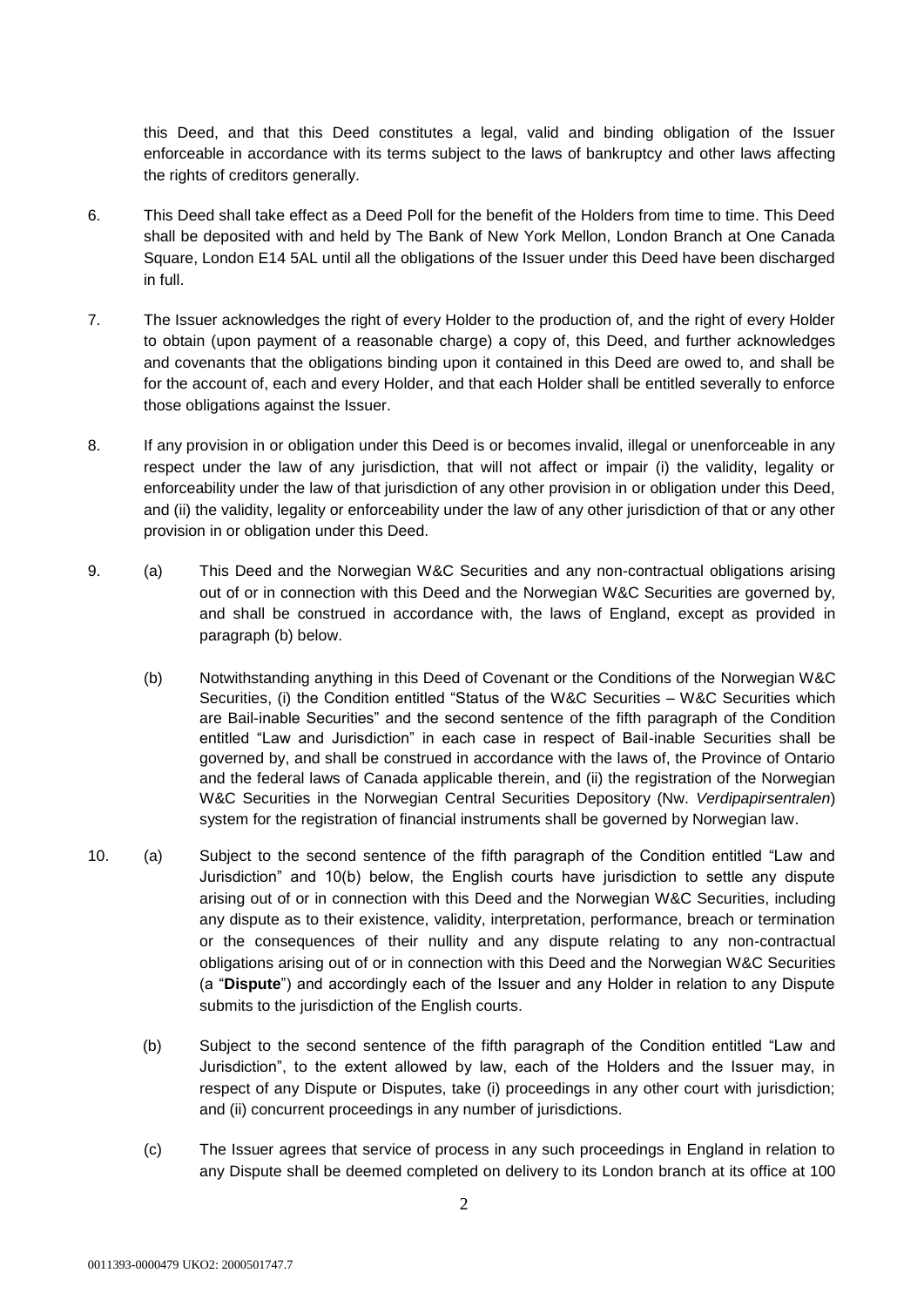this Deed, and that this Deed constitutes a legal, valid and binding obligation of the Issuer enforceable in accordance with its terms subject to the laws of bankruptcy and other laws affecting the rights of creditors generally.

6. This Deed shall take effect as a Deed Poll for the benefit of the Holders from time to time. This Deed shall be deposited with and held by The Bank of New York Mellon, London Branch at One Canada Square, London E14 5AL until all the obligations of the Issuer under this Deed have been discharged in full.

7. The Issuer acknowledges the right of every Holder to the production of, and the right of every Holder to obtain (upon payment of a reasonable charge) a copy of, this Deed, and further acknowledges and covenants that the obligations binding upon it contained in this Deed are owed to, and shall be for the account of, each and every Holder, and that each Holder shall be entitled severally to enforce those obligations against the Issuer.

8. If any provision in or obligation under this Deed is or becomes invalid, illegal or unenforceable in any respect under the law of any jurisdiction, that will not affect or impair (i) the validity, legality or enforceability under the law of that jurisdiction of any other provision in or obligation under this Deed, and (ii) the validity, legality or enforceability under the law of any other jurisdiction of that or any other provision in or obligation under this Deed.

9. (a) This Deed and the Norwegian W&C Securities and any non-contractual obligations arising out of or in connection with this Deed and the Norwegian W&C Securities are governed by, and shall be construed in accordance with, the laws of England, except as provided in paragraph (b) below.

   (b) Notwithstanding anything in this Deed of Covenant or the Conditions of the Norwegian W&C Securities, (i) the Condition entitled "Status of the W&C Securities – W&C Securities which are Bail-inable Securities" and the second sentence of the fifth paragraph of the Condition entitled "Law and Jurisdiction" in each case in respect of Bail-inable Securities shall be governed by, and shall be construed in accordance with the laws of, the Province of Ontario and the federal laws of Canada applicable therein, and (ii) the registration of the Norwegian W&C Securities in the Norwegian Central Securities Depository (Nw. *Verdipapirsentralen*) system for the registration of financial instruments shall be governed by Norwegian law.

10. (a) Subject to the second sentence of the fifth paragraph of the Condition entitled "Law and Jurisdiction" and 10(b) below, the English courts have jurisdiction to settle any dispute arising out of or in connection with this Deed and the Norwegian W&C Securities, including any dispute as to their existence, validity, interpretation, performance, breach or termination or the consequences of their nullity and any dispute relating to any non-contractual obligations arising out of or in connection with this Deed and the Norwegian W&C Securities (a "**Dispute**") and accordingly each of the Issuer and any Holder in relation to any Dispute submits to the jurisdiction of the English courts.

    (b) Subject to the second sentence of the fifth paragraph of the Condition entitled "Law and Jurisdiction", to the extent allowed by law, each of the Holders and the Issuer may, in respect of any Dispute or Disputes, take (i) proceedings in any other court with jurisdiction; and (ii) concurrent proceedings in any number of jurisdictions.

    (c) The Issuer agrees that service of process in any such proceedings in England in relation to any Dispute shall be deemed completed on delivery to its London branch at its office at 100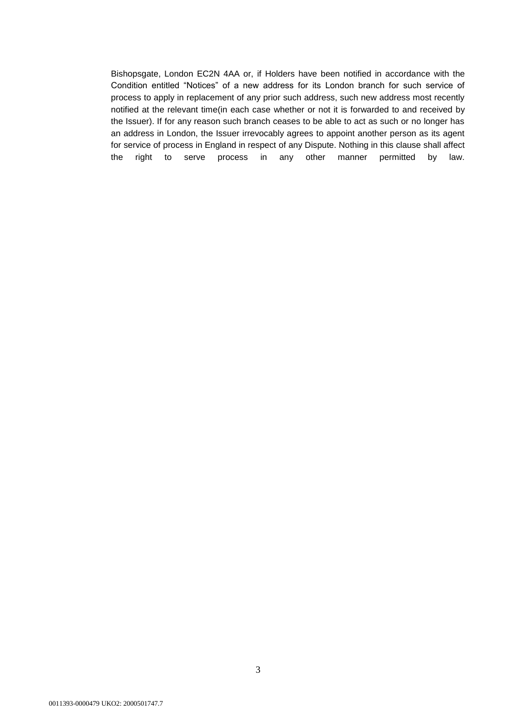Bishopsgate, London EC2N 4AA or, if Holders have been notified in accordance with the Condition entitled "Notices" of a new address for its London branch for such service of process to apply in replacement of any prior such address, such new address most recently notified at the relevant time(in each case whether or not it is forwarded to and received by the Issuer). If for any reason such branch ceases to be able to act as such or no longer has an address in London, the Issuer irrevocably agrees to appoint another person as its agent for service of process in England in respect of any Dispute. Nothing in this clause shall affect the right to serve process in any other manner permitted by law.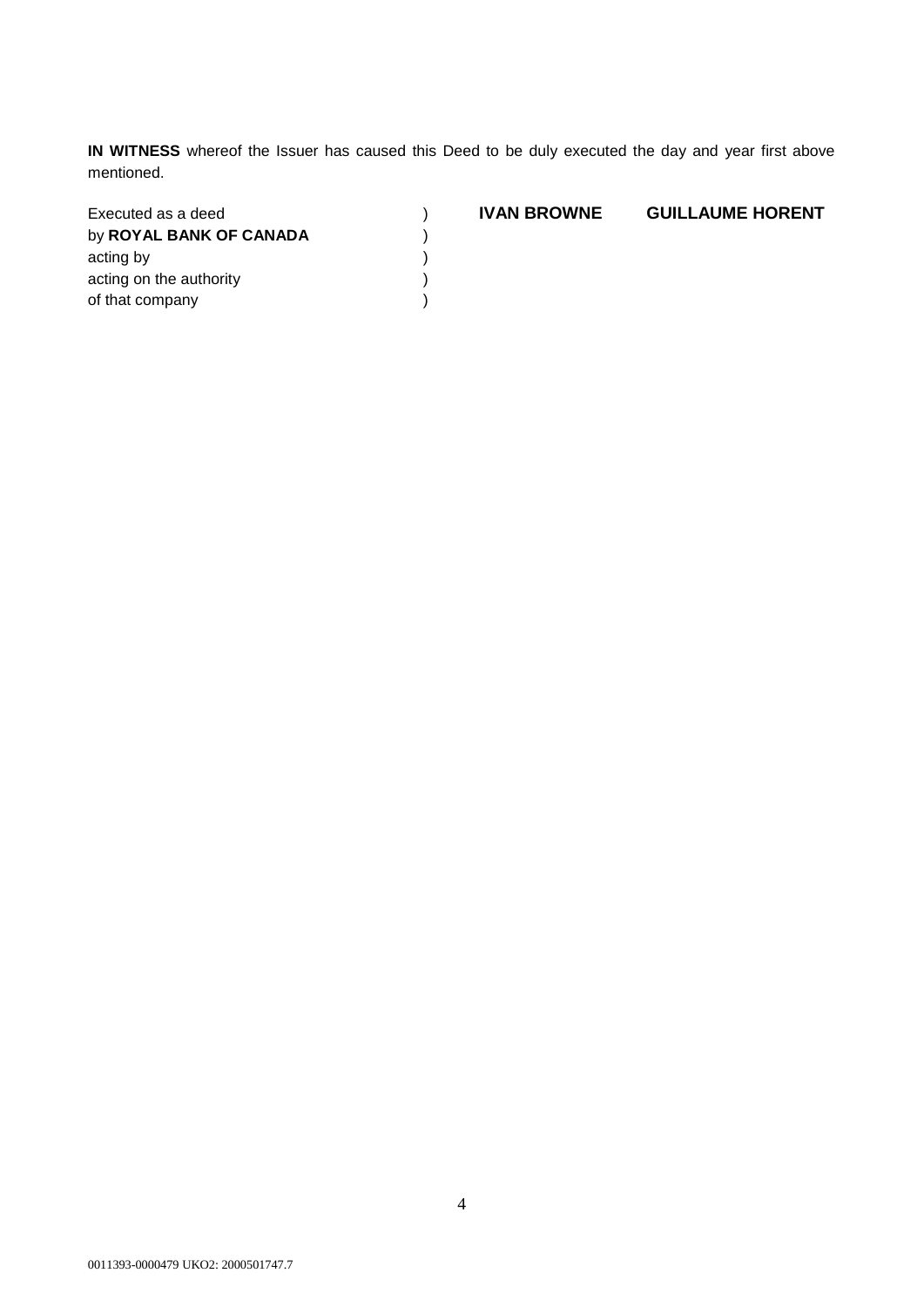**IN WITNESS** whereof the Issuer has caused this Deed to be duly executed the day and year first above mentioned.

| | | | |
|---|---|---|---|
| Executed as a deed | ) | **IVAN BROWNE** | **GUILLAUME HORENT** |
| by **ROYAL BANK OF CANADA** | ) | | |
| acting by | ) | | |
| acting on the authority | ) | | |
| of that company | ) | | |

0011393-0000479 UKO2: 2000501747.7